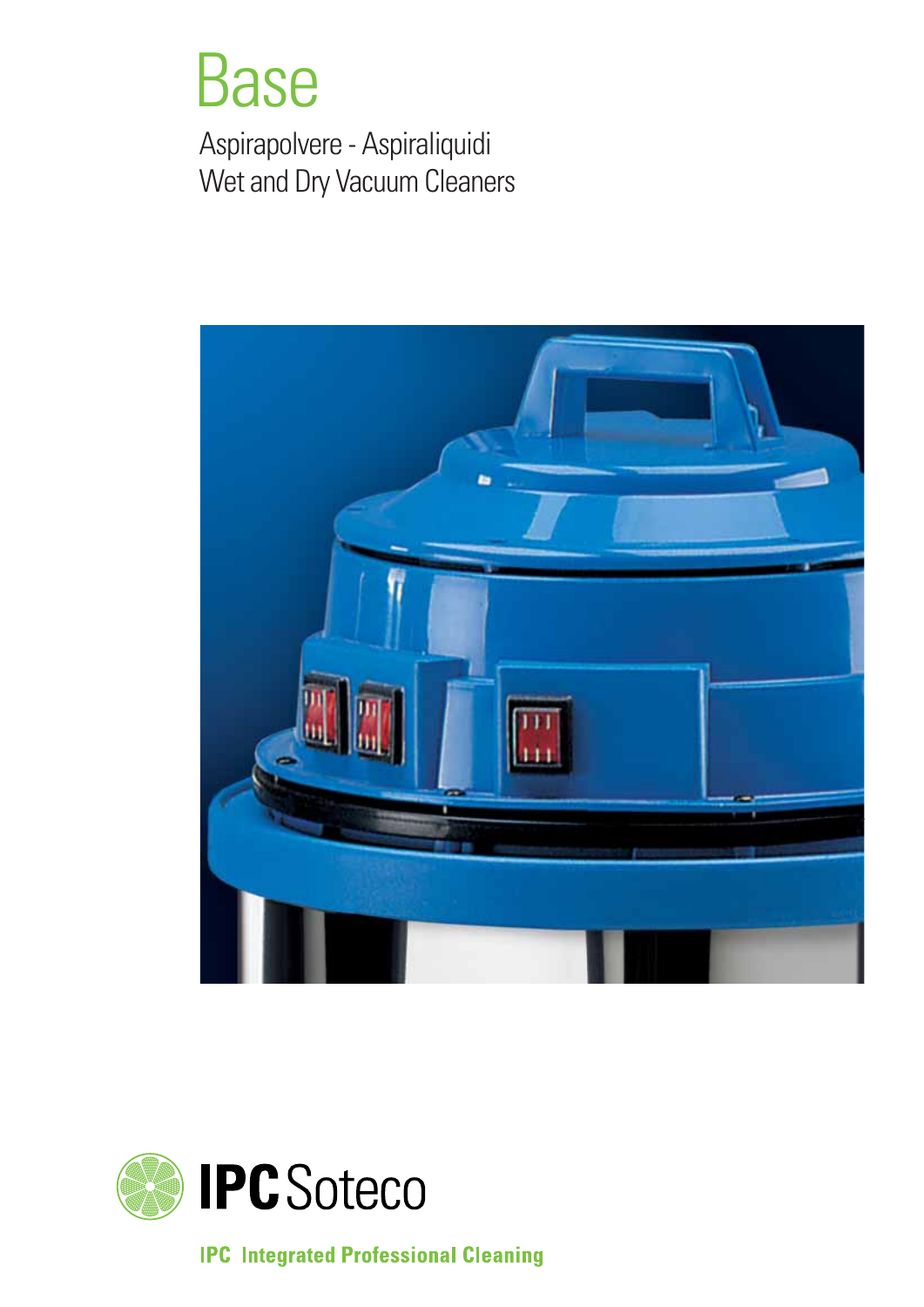# Base

Aspirapolvere - Aspiraliquidi
Wet and Dry Vacuum Cleaners

IPC Soteco

IPC Integrated Professional Cleaning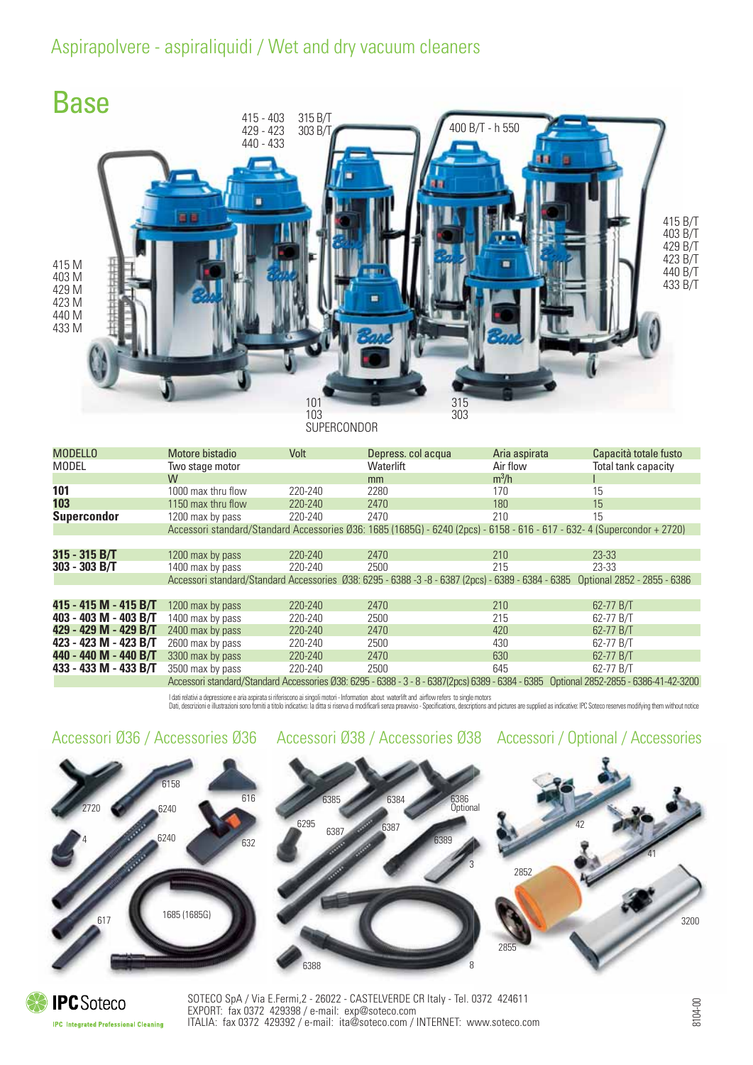Aspirapolvere - aspiraliquidi / Wet and dry vacuum cleaners

# Base

415 - 403
429 - 423
440 - 433

315 B/T
303 B/T

400 B/T - h 550

415 M
403 M
429 M
423 M
440 M
433 M

415 B/T
403 B/T
429 B/T
423 B/T
440 B/T
433 B/T

101
103
SUPERCONDOR

315
303

| MODELLO<br>MODEL | Motore bistadio<br>Two stage motor<br>W | Volt | Depress. col acqua<br>Waterlift<br>mm | Aria aspirata<br>Air flow<br>$m^3/h$ | Capacità totale fusto<br>Total tank capacity<br>l |
|---|---|---|---|---|---|
| **101** | 1000 max thru flow | 220-240 | 2280 | 170 | 15 |
| **103** | 1150 max thru flow | 220-240 | 2470 | 180 | 15 |
| **Supercondor** | 1200 max by pass | 220-240 | 2470 | 210 | 15 |
| | Accessori standard/Standard Accessories Ø36: 1685 (1685G) - 6240 (2pcs) - 6158 - 616 - 617 - 632- 4 (Supercondor + 2720) | | | | |
| **315 - 315 B/T** | 1200 max by pass | 220-240 | 2470 | 210 | 23-33 |
| **303 - 303 B/T** | 1400 max by pass | 220-240 | 2500 | 215 | 23-33 |
| | Accessori standard/Standard Accessories Ø38: 6295 - 6388 -3 -8 - 6387 (2pcs) - 6389 - 6384 - 6385 Optional 2852 - 2855 - 6386 | | | | |
| **415 - 415 M - 415 B/T** | 1200 max by pass | 220-240 | 2470 | 210 | 62-77 B/T |
| **403 - 403 M - 403 B/T** | 1400 max by pass | 220-240 | 2500 | 215 | 62-77 B/T |
| **429 - 429 M - 429 B/T** | 2400 max by pass | 220-240 | 2470 | 420 | 62-77 B/T |
| **423 - 423 M - 423 B/T** | 2600 max by pass | 220-240 | 2500 | 430 | 62-77 B/T |
| **440 - 440 M - 440 B/T** | 3300 max by pass | 220-240 | 2470 | 630 | 62-77 B/T |
| **433 - 433 M - 433 B/T** | 3500 max by pass | 220-240 | 2500 | 645 | 62-77 B/T |
| | Accessori standard/Standard Accessories Ø38: 6295 - 6388 - 3 - 8 - 6387(2pcs) 6389 - 6384 - 6385 Optional 2852-2855 - 6386-41-42-3200 | | | | |

I dati relativi a depressione e aria aspirata si riferiscono ai singoli motori - Information about waterlift and airflow refers to single motors
Dati, descrizioni e illustrazioni sono forniti a titolo indicativo: la ditta si riserva di modificarli senza preavviso - Specifications, descriptions and pictures are supplied as indicative: IPC Soteco reserves modifying them without notice

## Accessori Ø36 / Accessories Ø36

2720, 6158, 616, 6240, 4, 6240, 632, 617, 1685 (1685G)

## Accessori Ø38 / Accessories Ø38

6385, 6384, 6386 Optional, 6295, 6387, 6387, 6389, 3, 6388, 8

## Accessori / Optional / Accessories

42, 41, 2852, 2855, 3200

IPC Soteco
IPC Integrated Professional Cleaning

SOTECO SpA / Via E.Fermi,2 - 26022 - CASTELVERDE CR Italy - Tel. 0372 424611
EXPORT: fax 0372 429398 / e-mail: exp@soteco.com
ITALIA: fax 0372 429392 / e-mail: ita@soteco.com / INTERNET: www.soteco.com

8104-00